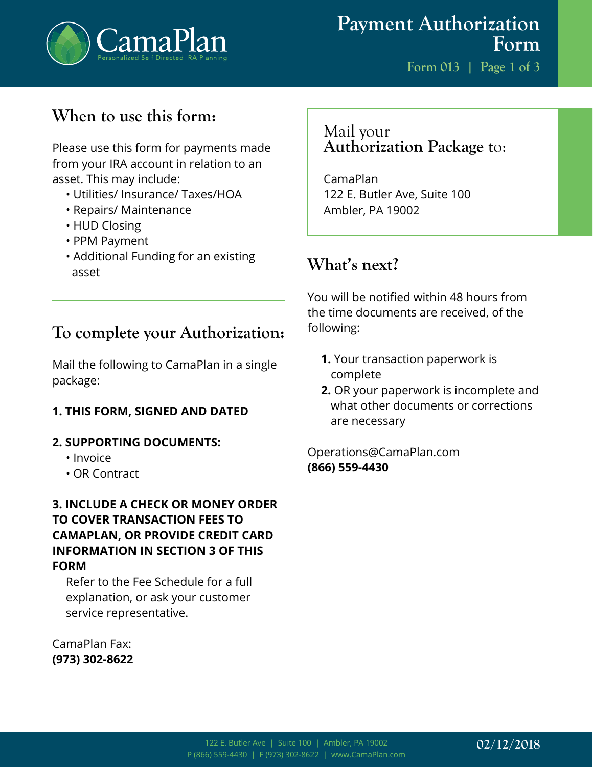# Payment Authorization Form

Form 013

## When to use this form:

Please use this form for payments made from your IRA account in relation to an asset. This may include:

- Utilities/ Insurance/ Taxes/HOA
- Repairs/ Maintenance
- HUD Closing
- PPM Payment
- Additional Funding for an existing asset

## To complete your Authorization:

Mail the following to CamaPlan in a single package:

**1. THIS FORM, SIGNED AND DATED**

**2. SUPPORTING DOCUMENTS:**

- Invoice
- OR Contract

**3. INCLUDE A CHECK OR MONEY ORDER TO COVER TRANSACTION FEES TO CAMAPLAN, OR PROVIDE CREDIT CARD INFORMATION IN SECTION 3 OF THIS FORM**

Refer to the Fee Schedule for a full explanation, or ask your customer service representative.

CamaPlan Fax:
**(973) 302-8622**

## Mail your **Authorization Package** to:

CamaPlan
122 E. Butler Ave, Suite 100
Ambler, PA 19002

## What's next?

You will be notified within 48 hours from the time documents are received, of the following:

1. Your transaction paperwork is complete
2. OR your paperwork is incomplete and what other documents or corrections are necessary

Operations@CamaPlan.com
**(866) 559-4430**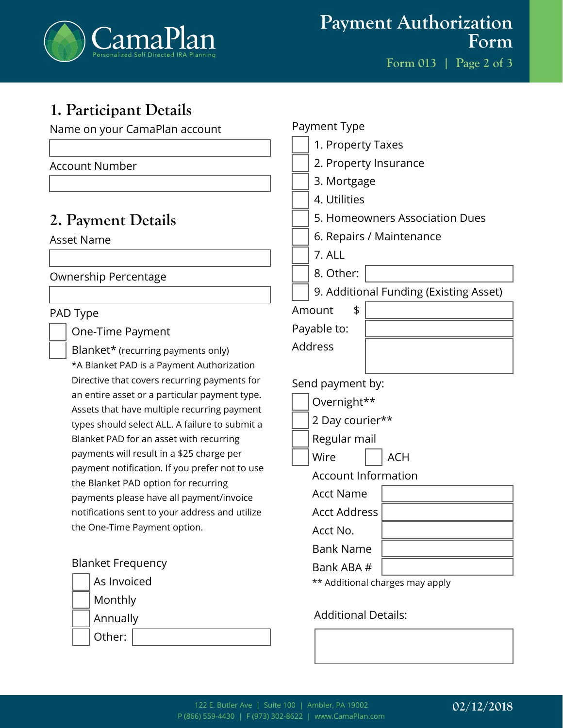# Payment Authorization Form

Form 013

## 1. Participant Details

Name on your CamaPlan account

Account Number

## 2. Payment Details

Asset Name

Ownership Percentage

PAD Type

- ☐ One-Time Payment
- ☐ Blanket* (recurring payments only)

*A Blanket PAD is a Payment Authorization Directive that covers recurring payments for an entire asset or a particular payment type. Assets that have multiple recurring payment types should select ALL. A failure to submit a Blanket PAD for an asset with recurring payments will result in a $25 charge per payment notification. If you prefer not to use the Blanket PAD option for recurring payments please have all payment/invoice notifications sent to your address and utilize the One-Time Payment option.

Blanket Frequency

- ☐ As Invoiced
- ☐ Monthly
- ☐ Annually
- ☐ Other:

Payment Type

- ☐ 1. Property Taxes
- ☐ 2. Property Insurance
- ☐ 3. Mortgage
- ☐ 4. Utilities
- ☐ 5. Homeowners Association Dues
- ☐ 6. Repairs / Maintenance
- ☐ 7. ALL
- ☐ 8. Other:
- ☐ 9. Additional Funding (Existing Asset)

Amount $

Payable to:

Address

Send payment by:

- ☐ Overnight**
- ☐ 2 Day courier**
- ☐ Regular mail
- ☐ Wire ☐ ACH

Account Information

Acct Name

Acct Address

Acct No.

Bank Name

Bank ABA #

** Additional charges may apply

Additional Details: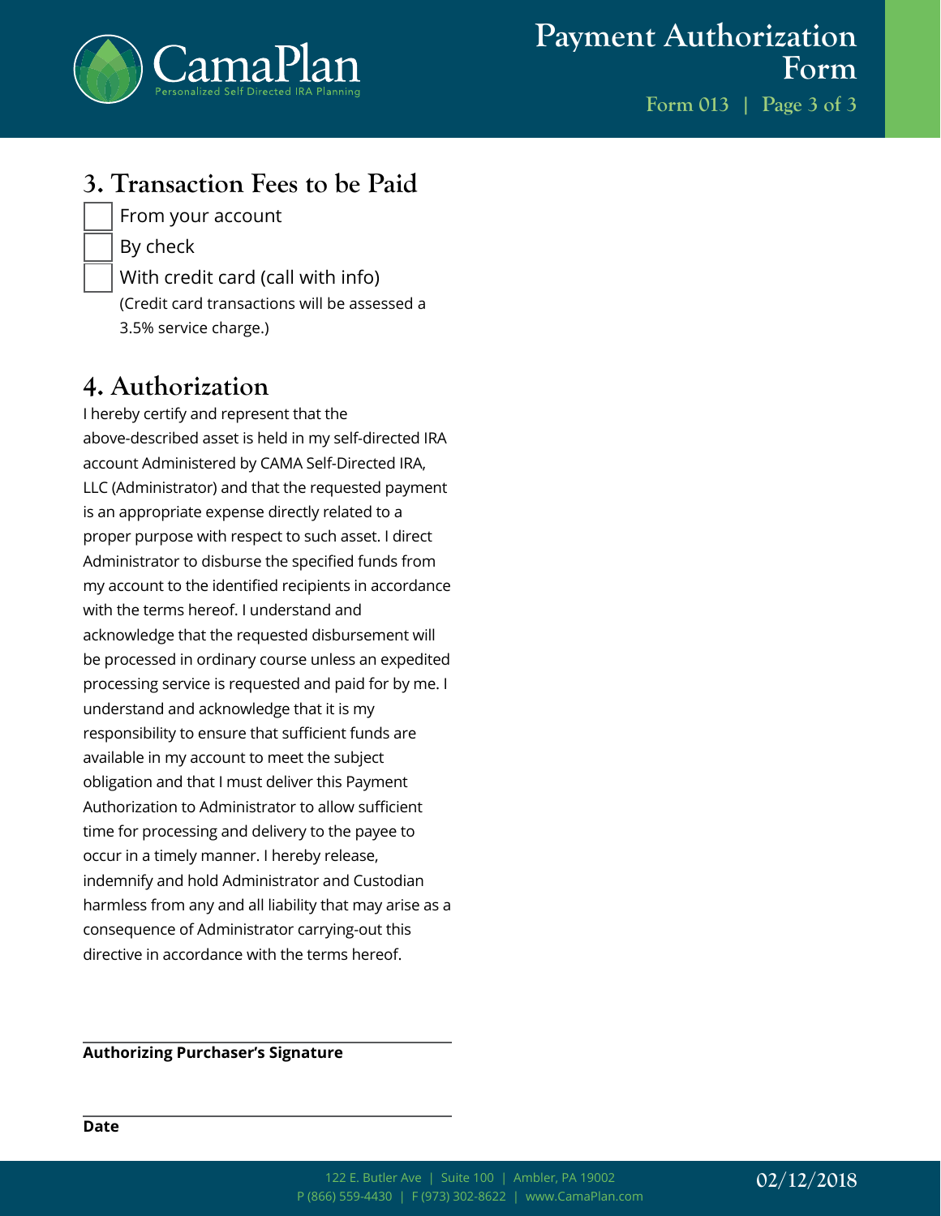## 3. Transaction Fees to be Paid

- [ ] From your account
- [ ] By check
- [ ] With credit card (call with info)
  (Credit card transactions will be assessed a 3.5% service charge.)

## 4. Authorization

I hereby certify and represent that the above-described asset is held in my self-directed IRA account Administered by CAMA Self-Directed IRA, LLC (Administrator) and that the requested payment is an appropriate expense directly related to a proper purpose with respect to such asset. I direct Administrator to disburse the specified funds from my account to the identified recipients in accordance with the terms hereof. I understand and acknowledge that the requested disbursement will be processed in ordinary course unless an expedited processing service is requested and paid for by me. I understand and acknowledge that it is my responsibility to ensure that sufficient funds are available in my account to meet the subject obligation and that I must deliver this Payment Authorization to Administrator to allow sufficient time for processing and delivery to the payee to occur in a timely manner. I hereby release, indemnify and hold Administrator and Custodian harmless from any and all liability that may arise as a consequence of Administrator carrying-out this directive in accordance with the terms hereof.

\_\_\_\_\_\_\_\_\_\_\_\_\_\_\_\_\_\_\_\_\_\_\_\_\_\_\_\_\_\_\_\_\_\_\_\_\_\_\_\_

**Authorizing Purchaser's Signature**

\_\_\_\_\_\_\_\_\_\_\_\_\_\_\_\_\_\_\_\_\_\_\_\_\_\_\_\_\_\_\_\_\_\_\_\_\_\_\_\_

**Date**